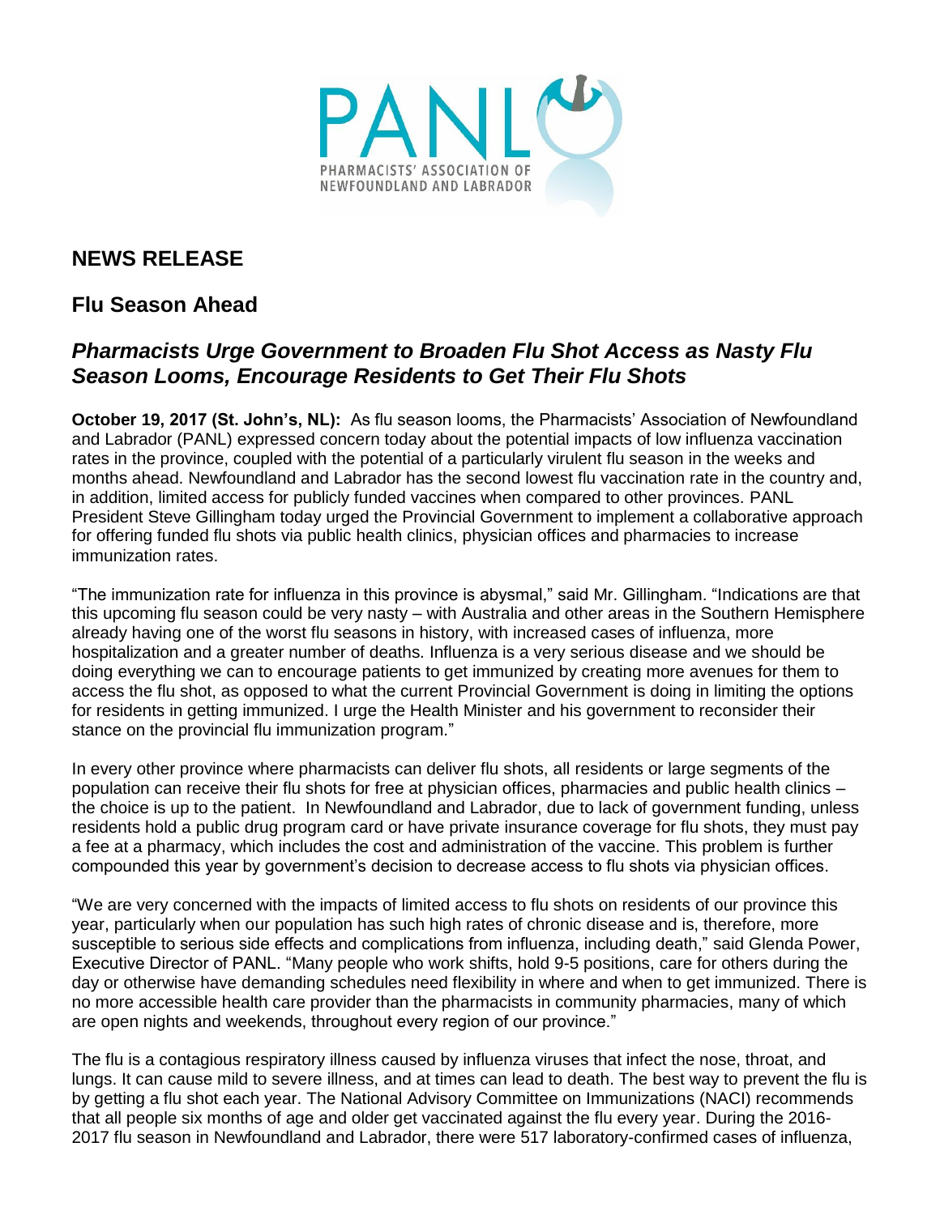PANL

PHARMACISTS' ASSOCIATION OF NEWFOUNDLAND AND LABRADOR

# NEWS RELEASE

## Flu Season Ahead

### *Pharmacists Urge Government to Broaden Flu Shot Access as Nasty Flu Season Looms, Encourage Residents to Get Their Flu Shots*

**October 19, 2017 (St. John's, NL):** As flu season looms, the Pharmacists' Association of Newfoundland and Labrador (PANL) expressed concern today about the potential impacts of low influenza vaccination rates in the province, coupled with the potential of a particularly virulent flu season in the weeks and months ahead. Newfoundland and Labrador has the second lowest flu vaccination rate in the country and, in addition, limited access for publicly funded vaccines when compared to other provinces. PANL President Steve Gillingham today urged the Provincial Government to implement a collaborative approach for offering funded flu shots via public health clinics, physician offices and pharmacies to increase immunization rates.

"The immunization rate for influenza in this province is abysmal," said Mr. Gillingham. "Indications are that this upcoming flu season could be very nasty – with Australia and other areas in the Southern Hemisphere already having one of the worst flu seasons in history, with increased cases of influenza, more hospitalization and a greater number of deaths. Influenza is a very serious disease and we should be doing everything we can to encourage patients to get immunized by creating more avenues for them to access the flu shot, as opposed to what the current Provincial Government is doing in limiting the options for residents in getting immunized. I urge the Health Minister and his government to reconsider their stance on the provincial flu immunization program."

In every other province where pharmacists can deliver flu shots, all residents or large segments of the population can receive their flu shots for free at physician offices, pharmacies and public health clinics – the choice is up to the patient. In Newfoundland and Labrador, due to lack of government funding, unless residents hold a public drug program card or have private insurance coverage for flu shots, they must pay a fee at a pharmacy, which includes the cost and administration of the vaccine. This problem is further compounded this year by government's decision to decrease access to flu shots via physician offices.

"We are very concerned with the impacts of limited access to flu shots on residents of our province this year, particularly when our population has such high rates of chronic disease and is, therefore, more susceptible to serious side effects and complications from influenza, including death," said Glenda Power, Executive Director of PANL. "Many people who work shifts, hold 9-5 positions, care for others during the day or otherwise have demanding schedules need flexibility in where and when to get immunized. There is no more accessible health care provider than the pharmacists in community pharmacies, many of which are open nights and weekends, throughout every region of our province."

The flu is a contagious respiratory illness caused by influenza viruses that infect the nose, throat, and lungs. It can cause mild to severe illness, and at times can lead to death. The best way to prevent the flu is by getting a flu shot each year. The National Advisory Committee on Immunizations (NACI) recommends that all people six months of age and older get vaccinated against the flu every year. During the 2016-2017 flu season in Newfoundland and Labrador, there were 517 laboratory-confirmed cases of influenza,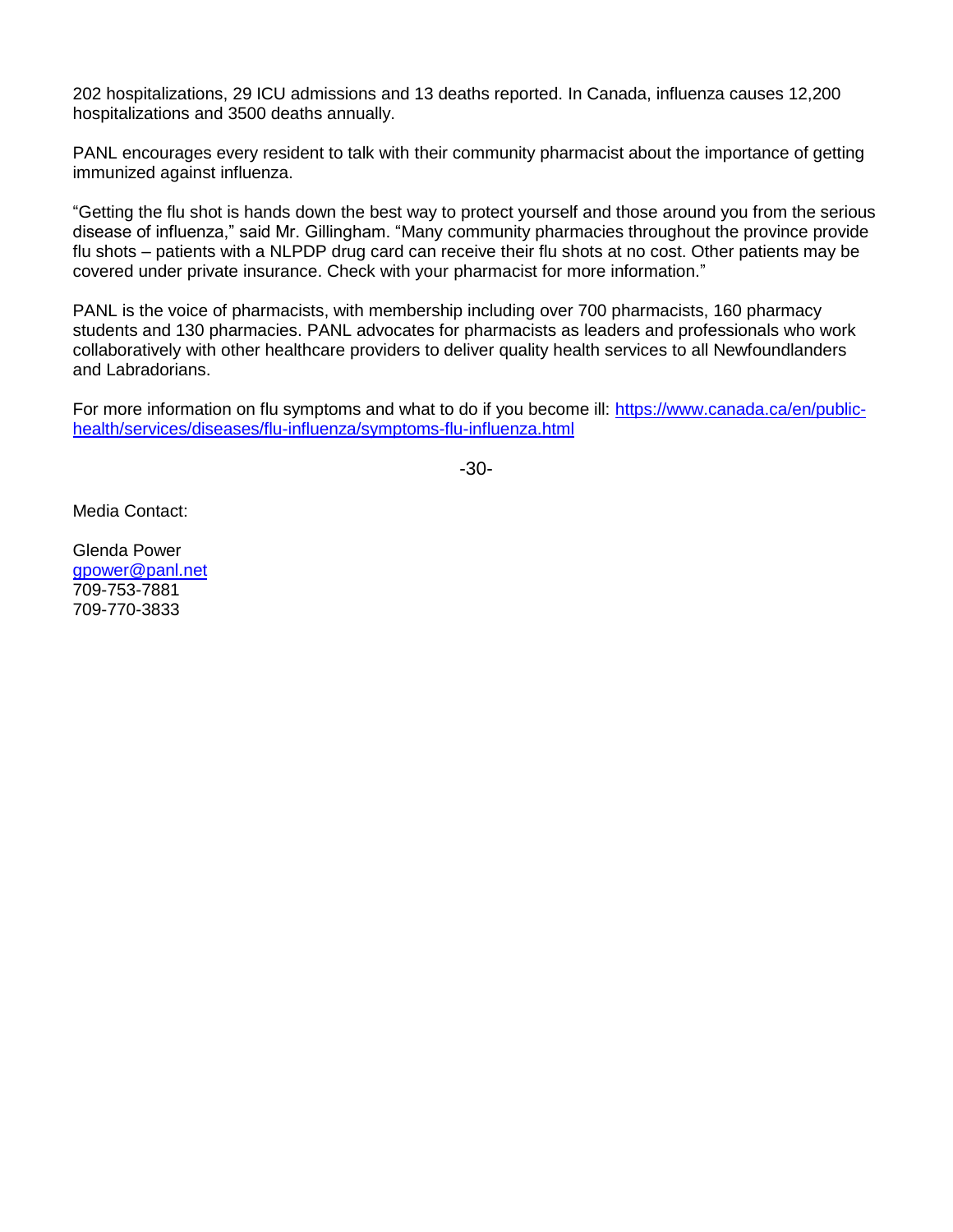202 hospitalizations, 29 ICU admissions and 13 deaths reported. In Canada, influenza causes 12,200 hospitalizations and 3500 deaths annually.

PANL encourages every resident to talk with their community pharmacist about the importance of getting immunized against influenza.

"Getting the flu shot is hands down the best way to protect yourself and those around you from the serious disease of influenza," said Mr. Gillingham. "Many community pharmacies throughout the province provide flu shots – patients with a NLPDP drug card can receive their flu shots at no cost. Other patients may be covered under private insurance. Check with your pharmacist for more information."

PANL is the voice of pharmacists, with membership including over 700 pharmacists, 160 pharmacy students and 130 pharmacies. PANL advocates for pharmacists as leaders and professionals who work collaboratively with other healthcare providers to deliver quality health services to all Newfoundlanders and Labradorians.

For more information on flu symptoms and what to do if you become ill: https://www.canada.ca/en/public-health/services/diseases/flu-influenza/symptoms-flu-influenza.html

-30-

Media Contact:

Glenda Power
gpower@panl.net
709-753-7881
709-770-3833